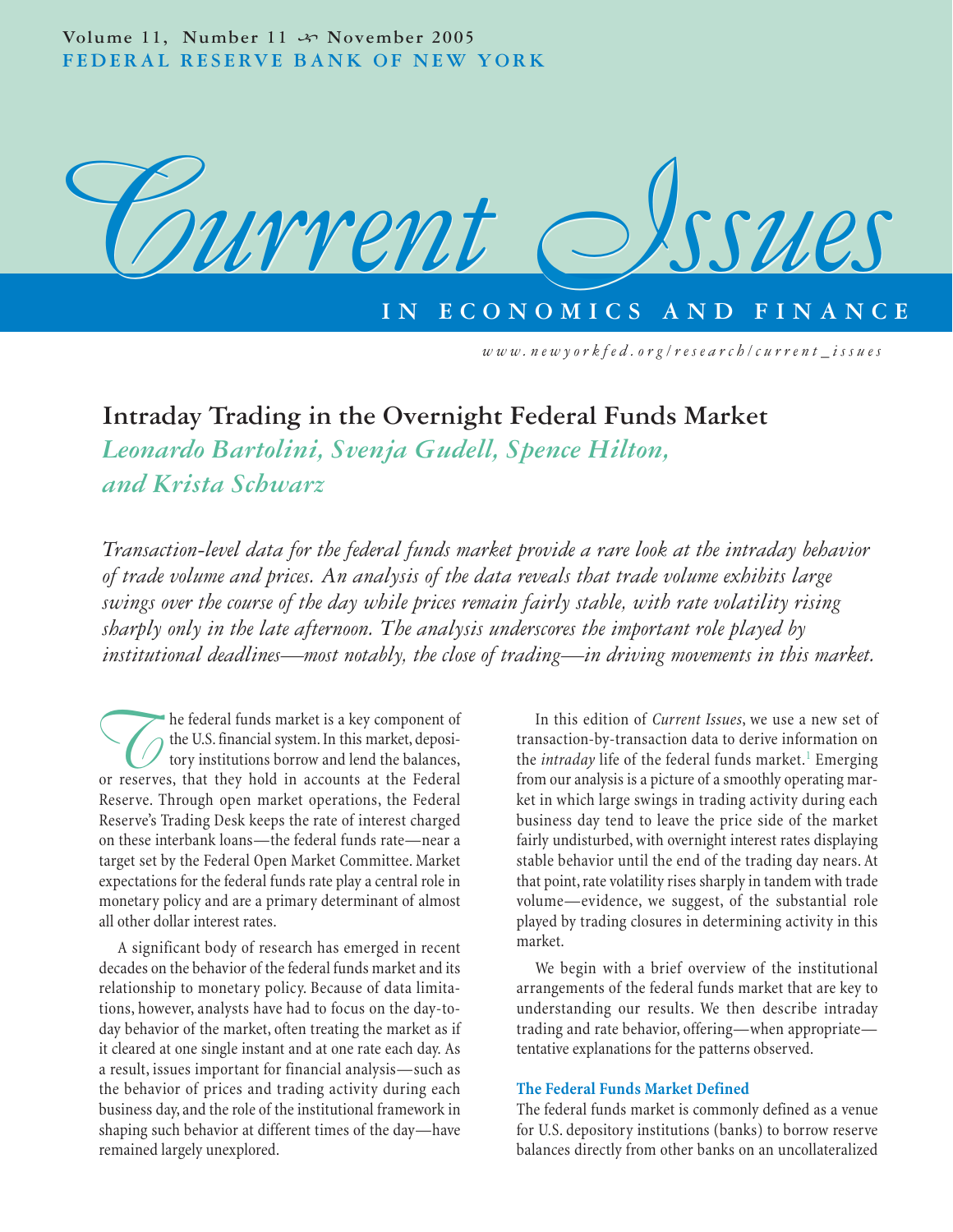# Intraday Trading in the Overnight Federal Funds Market

*Leonardo Bartolini, Svenja Gudell, Spence Hilton, and Krista Schwarz*

*Transaction-level data for the federal funds market provide a rare look at the intraday behavior of trade volume and prices. An analysis of the data reveals that trade volume exhibits large swings over the course of the day while prices remain fairly stable, with rate volatility rising sharply only in the late afternoon. The analysis underscores the important role played by institutional deadlines—most notably, the close of trading—in driving movements in this market.*

The federal funds market is a key component of the U.S. financial system. In this market, depository institutions borrow and lend the balances, or reserves, that they hold in accounts at the Federal Reserve. Through open market operations, the Federal Reserve's Trading Desk keeps the rate of interest charged on these interbank loans—the federal funds rate—near a target set by the Federal Open Market Committee. Market expectations for the federal funds rate play a central role in monetary policy and are a primary determinant of almost all other dollar interest rates.

A significant body of research has emerged in recent decades on the behavior of the federal funds market and its relationship to monetary policy. Because of data limitations, however, analysts have had to focus on the day-to-day behavior of the market, often treating the market as if it cleared at one single instant and at one rate each day. As a result, issues important for financial analysis—such as the behavior of prices and trading activity during each business day, and the role of the institutional framework in shaping such behavior at different times of the day—have remained largely unexplored.

In this edition of *Current Issues*, we use a new set of transaction-by-transaction data to derive information on the *intraday* life of the federal funds market.[1] Emerging from our analysis is a picture of a smoothly operating market in which large swings in trading activity during each business day tend to leave the price side of the market fairly undisturbed, with overnight interest rates displaying stable behavior until the end of the trading day nears. At that point, rate volatility rises sharply in tandem with trade volume—evidence, we suggest, of the substantial role played by trading closures in determining activity in this market.

We begin with a brief overview of the institutional arrangements of the federal funds market that are key to understanding our results. We then describe intraday trading and rate behavior, offering—when appropriate—tentative explanations for the patterns observed.

### The Federal Funds Market Defined

The federal funds market is commonly defined as a venue for U.S. depository institutions (banks) to borrow reserve balances directly from other banks on an uncollateralized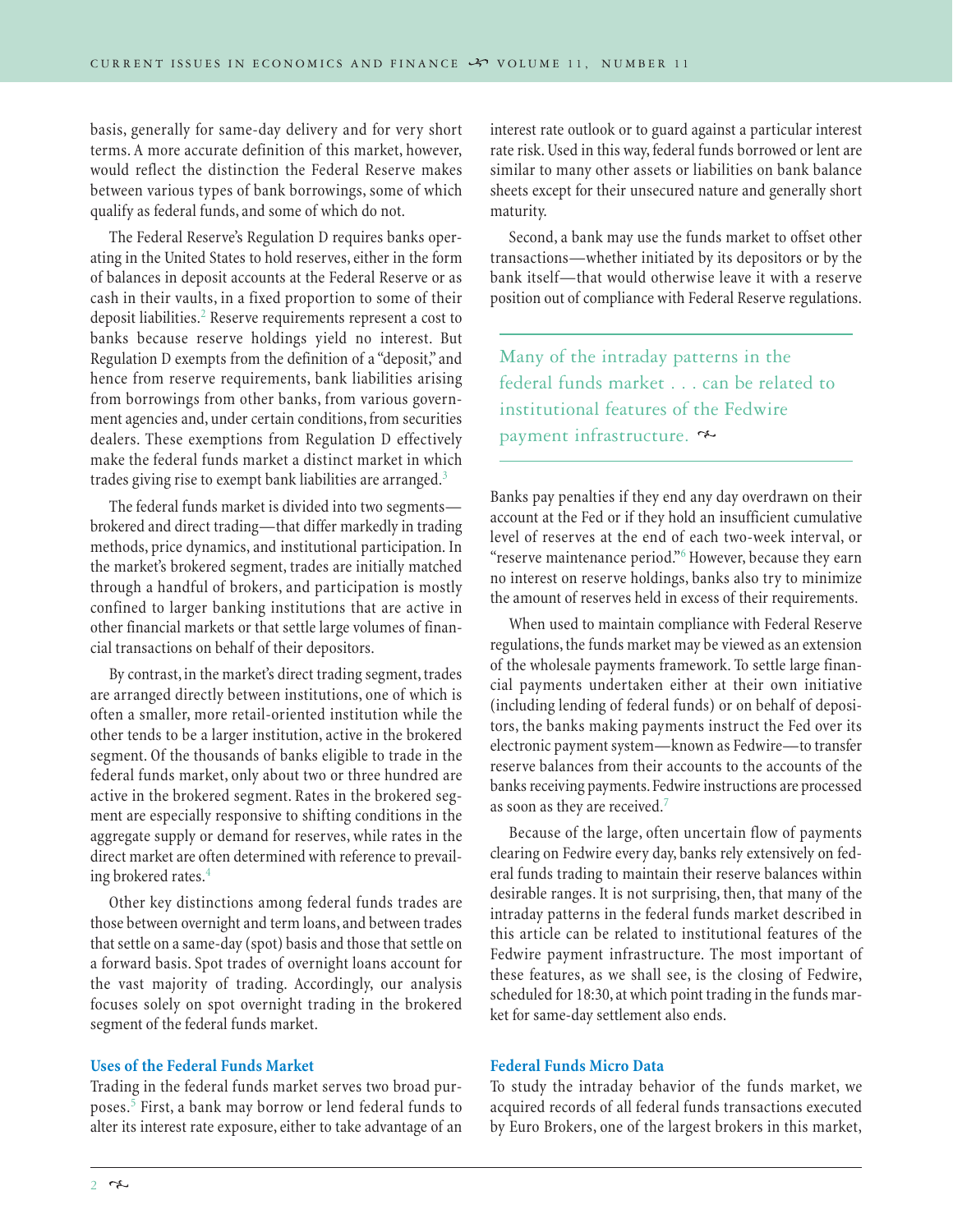basis, generally for same-day delivery and for very short terms. A more accurate definition of this market, however, would reflect the distinction the Federal Reserve makes between various types of bank borrowings, some of which qualify as federal funds, and some of which do not.

The Federal Reserve's Regulation D requires banks operating in the United States to hold reserves, either in the form of balances in deposit accounts at the Federal Reserve or as cash in their vaults, in a fixed proportion to some of their deposit liabilities.[2] Reserve requirements represent a cost to banks because reserve holdings yield no interest. But Regulation D exempts from the definition of a "deposit," and hence from reserve requirements, bank liabilities arising from borrowings from other banks, from various government agencies and, under certain conditions, from securities dealers. These exemptions from Regulation D effectively make the federal funds market a distinct market in which trades giving rise to exempt bank liabilities are arranged.[3]

The federal funds market is divided into two segments—brokered and direct trading—that differ markedly in trading methods, price dynamics, and institutional participation. In the market's brokered segment, trades are initially matched through a handful of brokers, and participation is mostly confined to larger banking institutions that are active in other financial markets or that settle large volumes of financial transactions on behalf of their depositors.

By contrast, in the market's direct trading segment, trades are arranged directly between institutions, one of which is often a smaller, more retail-oriented institution while the other tends to be a larger institution, active in the brokered segment. Of the thousands of banks eligible to trade in the federal funds market, only about two or three hundred are active in the brokered segment. Rates in the brokered segment are especially responsive to shifting conditions in the aggregate supply or demand for reserves, while rates in the direct market are often determined with reference to prevailing brokered rates.[4]

Other key distinctions among federal funds trades are those between overnight and term loans, and between trades that settle on a same-day (spot) basis and those that settle on a forward basis. Spot trades of overnight loans account for the vast majority of trading. Accordingly, our analysis focuses solely on spot overnight trading in the brokered segment of the federal funds market.

### Uses of the Federal Funds Market

Trading in the federal funds market serves two broad purposes.[5] First, a bank may borrow or lend federal funds to alter its interest rate exposure, either to take advantage of an interest rate outlook or to guard against a particular interest rate risk. Used in this way, federal funds borrowed or lent are similar to many other assets or liabilities on bank balance sheets except for their unsecured nature and generally short maturity.

Second, a bank may use the funds market to offset other transactions—whether initiated by its depositors or by the bank itself—that would otherwise leave it with a reserve position out of compliance with Federal Reserve regulations.

> Many of the intraday patterns in the federal funds market . . . can be related to institutional features of the Fedwire payment infrastructure.

Banks pay penalties if they end any day overdrawn on their account at the Fed or if they hold an insufficient cumulative level of reserves at the end of each two-week interval, or "reserve maintenance period."[6] However, because they earn no interest on reserve holdings, banks also try to minimize the amount of reserves held in excess of their requirements.

When used to maintain compliance with Federal Reserve regulations, the funds market may be viewed as an extension of the wholesale payments framework. To settle large financial payments undertaken either at their own initiative (including lending of federal funds) or on behalf of depositors, the banks making payments instruct the Fed over its electronic payment system—known as Fedwire—to transfer reserve balances from their accounts to the accounts of the banks receiving payments. Fedwire instructions are processed as soon as they are received.[7]

Because of the large, often uncertain flow of payments clearing on Fedwire every day, banks rely extensively on federal funds trading to maintain their reserve balances within desirable ranges. It is not surprising, then, that many of the intraday patterns in the federal funds market described in this article can be related to institutional features of the Fedwire payment infrastructure. The most important of these features, as we shall see, is the closing of Fedwire, scheduled for 18:30, at which point trading in the funds market for same-day settlement also ends.

### Federal Funds Micro Data

To study the intraday behavior of the funds market, we acquired records of all federal funds transactions executed by Euro Brokers, one of the largest brokers in this market,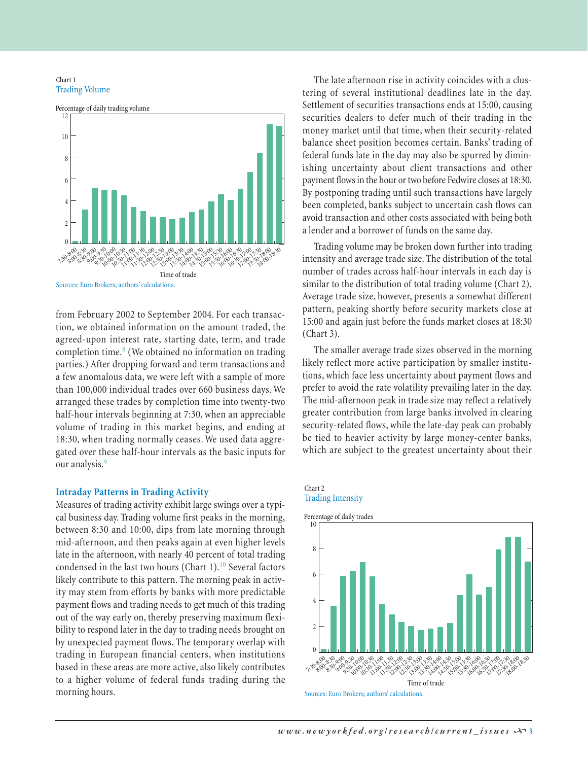Chart 1
Trading Volume

Percentage of daily trading volume

Time of trade

Sources: Euro Brokers; authors' calculations.

from February 2002 to September 2004. For each transaction, we obtained information on the amount traded, the agreed-upon interest rate, starting date, term, and trade completion time.[8] (We obtained no information on trading parties.) After dropping forward and term transactions and a few anomalous data, we were left with a sample of more than 100,000 individual trades over 660 business days. We arranged these trades by completion time into twenty-two half-hour intervals beginning at 7:30, when an appreciable volume of trading in this market begins, and ending at 18:30, when trading normally ceases. We used data aggregated over these half-hour intervals as the basic inputs for our analysis.[9]

### Intraday Patterns in Trading Activity

Measures of trading activity exhibit large swings over a typical business day. Trading volume first peaks in the morning, between 8:30 and 10:00, dips from late morning through mid-afternoon, and then peaks again at even higher levels late in the afternoon, with nearly 40 percent of total trading condensed in the last two hours (Chart 1).[10] Several factors likely contribute to this pattern. The morning peak in activity may stem from efforts by banks with more predictable payment flows and trading needs to get much of this trading out of the way early on, thereby preserving maximum flexibility to respond later in the day to trading needs brought on by unexpected payment flows. The temporary overlap with trading in European financial centers, when institutions based in these areas are more active, also likely contributes to a higher volume of federal funds trading during the morning hours.

The late afternoon rise in activity coincides with a clustering of several institutional deadlines late in the day. Settlement of securities transactions ends at 15:00, causing securities dealers to defer much of their trading in the money market until that time, when their security-related balance sheet position becomes certain. Banks' trading of federal funds late in the day may also be spurred by diminishing uncertainty about client transactions and other payment flows in the hour or two before Fedwire closes at 18:30. By postponing trading until such transactions have largely been completed, banks subject to uncertain cash flows can avoid transaction and other costs associated with being both a lender and a borrower of funds on the same day.

Trading volume may be broken down further into trading intensity and average trade size. The distribution of the total number of trades across half-hour intervals in each day is similar to the distribution of total trading volume (Chart 2). Average trade size, however, presents a somewhat different pattern, peaking shortly before security markets close at 15:00 and again just before the funds market closes at 18:30 (Chart 3).

The smaller average trade sizes observed in the morning likely reflect more active participation by smaller institutions, which face less uncertainty about payment flows and prefer to avoid the rate volatility prevailing later in the day. The mid-afternoon peak in trade size may reflect a relatively greater contribution from large banks involved in clearing security-related flows, while the late-day peak can probably be tied to heavier activity by large money-center banks, which are subject to the greatest uncertainty about their

Chart 2
Trading Intensity

Percentage of daily trades

Time of trade

Sources: Euro Brokers; authors' calculations.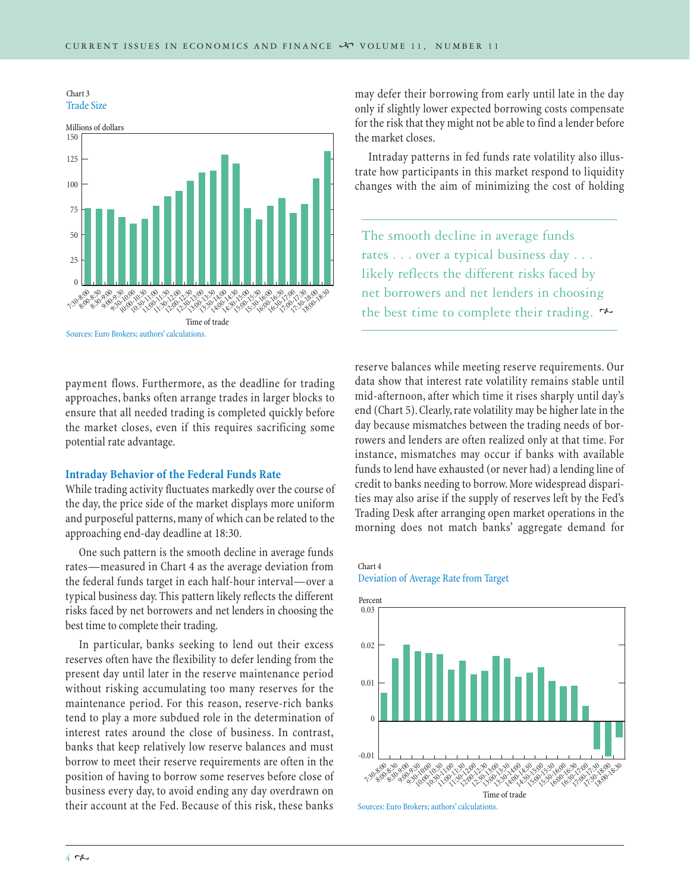Chart 3
Trade Size

Sources: Euro Brokers; authors' calculations.

payment flows. Furthermore, as the deadline for trading approaches, banks often arrange trades in larger blocks to ensure that all needed trading is completed quickly before the market closes, even if this requires sacrificing some potential rate advantage.

### Intraday Behavior of the Federal Funds Rate

While trading activity fluctuates markedly over the course of the day, the price side of the market displays more uniform and purposeful patterns, many of which can be related to the approaching end-day deadline at 18:30.

One such pattern is the smooth decline in average funds rates—measured in Chart 4 as the average deviation from the federal funds target in each half-hour interval—over a typical business day. This pattern likely reflects the different risks faced by net borrowers and net lenders in choosing the best time to complete their trading.

In particular, banks seeking to lend out their excess reserves often have the flexibility to defer lending from the present day until later in the reserve maintenance period without risking accumulating too many reserves for the maintenance period. For this reason, reserve-rich banks tend to play a more subdued role in the determination of interest rates around the close of business. In contrast, banks that keep relatively low reserve balances and must borrow to meet their reserve requirements are often in the position of having to borrow some reserves before close of business every day, to avoid ending any day overdrawn on their account at the Fed. Because of this risk, these banks may defer their borrowing from early until late in the day only if slightly lower expected borrowing costs compensate for the risk that they might not be able to find a lender before the market closes.

Intraday patterns in fed funds rate volatility also illustrate how participants in this market respond to liquidity changes with the aim of minimizing the cost of holding reserve balances while meeting reserve requirements. Our data show that interest rate volatility remains stable until mid-afternoon, after which time it rises sharply until day's end (Chart 5). Clearly, rate volatility may be higher late in the day because mismatches between the trading needs of borrowers and lenders are often realized only at that time. For instance, mismatches may occur if banks with available funds to lend have exhausted (or never had) a lending line of credit to banks needing to borrow. More widespread disparities may also arise if the supply of reserves left by the Fed's Trading Desk after arranging open market operations in the morning does not match banks' aggregate demand for

> The smooth decline in average funds rates . . . over a typical business day . . . likely reflects the different risks faced by net borrowers and net lenders in choosing the best time to complete their trading.

Chart 4
Deviation of Average Rate from Target

Sources: Euro Brokers; authors' calculations.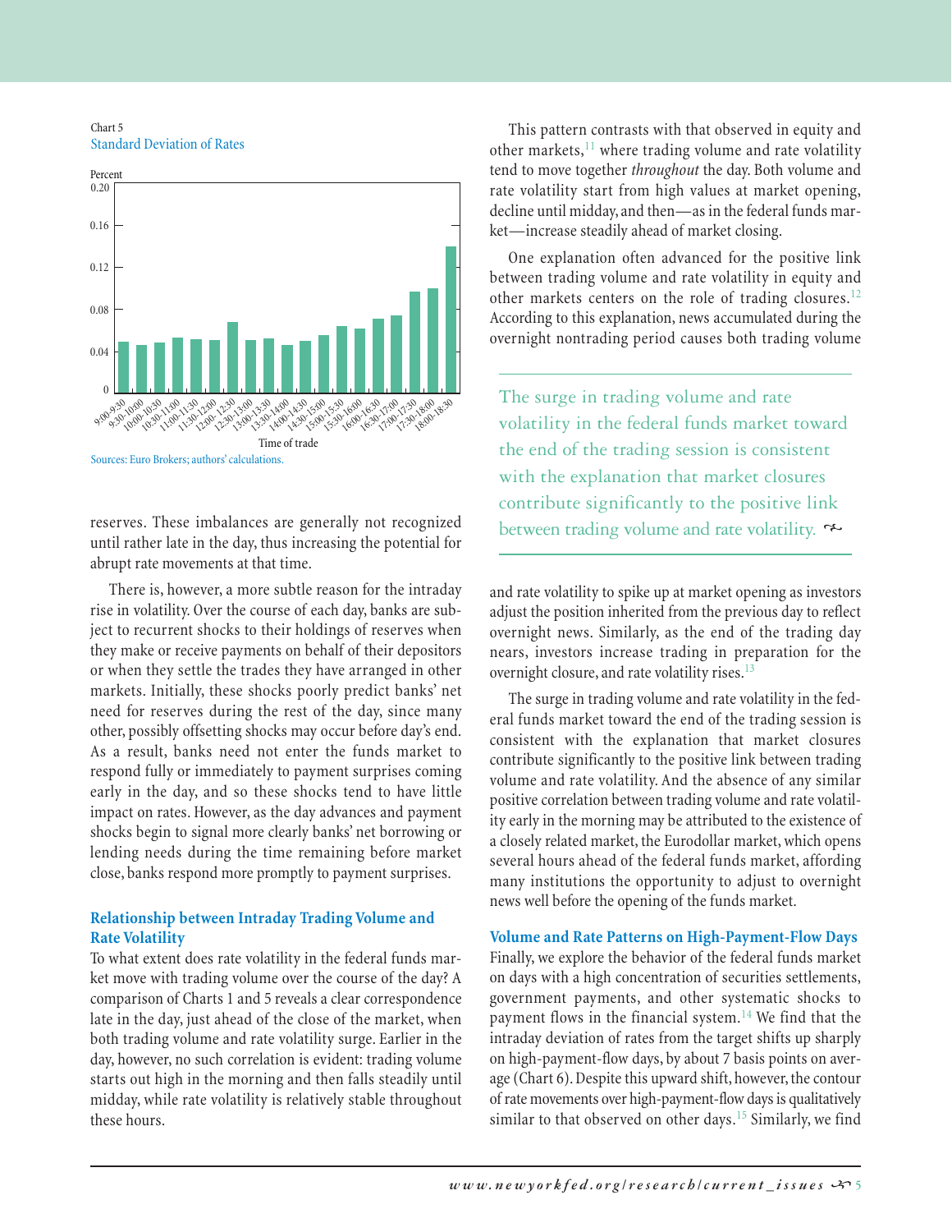Chart 5
Standard Deviation of Rates

Percent

Time of trade

Sources: Euro Brokers; authors' calculations.

reserves. These imbalances are generally not recognized until rather late in the day, thus increasing the potential for abrupt rate movements at that time.

There is, however, a more subtle reason for the intraday rise in volatility. Over the course of each day, banks are subject to recurrent shocks to their holdings of reserves when they make or receive payments on behalf of their depositors or when they settle the trades they have arranged in other markets. Initially, these shocks poorly predict banks' net need for reserves during the rest of the day, since many other, possibly offsetting shocks may occur before day's end. As a result, banks need not enter the funds market to respond fully or immediately to payment surprises coming early in the day, and so these shocks tend to have little impact on rates. However, as the day advances and payment shocks begin to signal more clearly banks' net borrowing or lending needs during the time remaining before market close, banks respond more promptly to payment surprises.

### Relationship between Intraday Trading Volume and Rate Volatility

To what extent does rate volatility in the federal funds market move with trading volume over the course of the day? A comparison of Charts 1 and 5 reveals a clear correspondence late in the day, just ahead of the close of the market, when both trading volume and rate volatility surge. Earlier in the day, however, no such correlation is evident: trading volume starts out high in the morning and then falls steadily until midday, while rate volatility is relatively stable throughout these hours.

This pattern contrasts with that observed in equity and other markets,[11] where trading volume and rate volatility tend to move together *throughout* the day. Both volume and rate volatility start from high values at market opening, decline until midday, and then—as in the federal funds market—increase steadily ahead of market closing.

One explanation often advanced for the positive link between trading volume and rate volatility in equity and other markets centers on the role of trading closures.[12] According to this explanation, news accumulated during the overnight nontrading period causes both trading volume and rate volatility to spike up at market opening as investors adjust the position inherited from the previous day to reflect overnight news. Similarly, as the end of the trading day nears, investors increase trading in preparation for the overnight closure, and rate volatility rises.[13]

> The surge in trading volume and rate volatility in the federal funds market toward the end of the trading session is consistent with the explanation that market closures contribute significantly to the positive link between trading volume and rate volatility.

The surge in trading volume and rate volatility in the federal funds market toward the end of the trading session is consistent with the explanation that market closures contribute significantly to the positive link between trading volume and rate volatility. And the absence of any similar positive correlation between trading volume and rate volatility early in the morning may be attributed to the existence of a closely related market, the Eurodollar market, which opens several hours ahead of the federal funds market, affording many institutions the opportunity to adjust to overnight news well before the opening of the funds market.

### Volume and Rate Patterns on High-Payment-Flow Days

Finally, we explore the behavior of the federal funds market on days with a high concentration of securities settlements, government payments, and other systematic shocks to payment flows in the financial system.[14] We find that the intraday deviation of rates from the target shifts up sharply on high-payment-flow days, by about 7 basis points on average (Chart 6). Despite this upward shift, however, the contour of rate movements over high-payment-flow days is qualitatively similar to that observed on other days.[15] Similarly, we find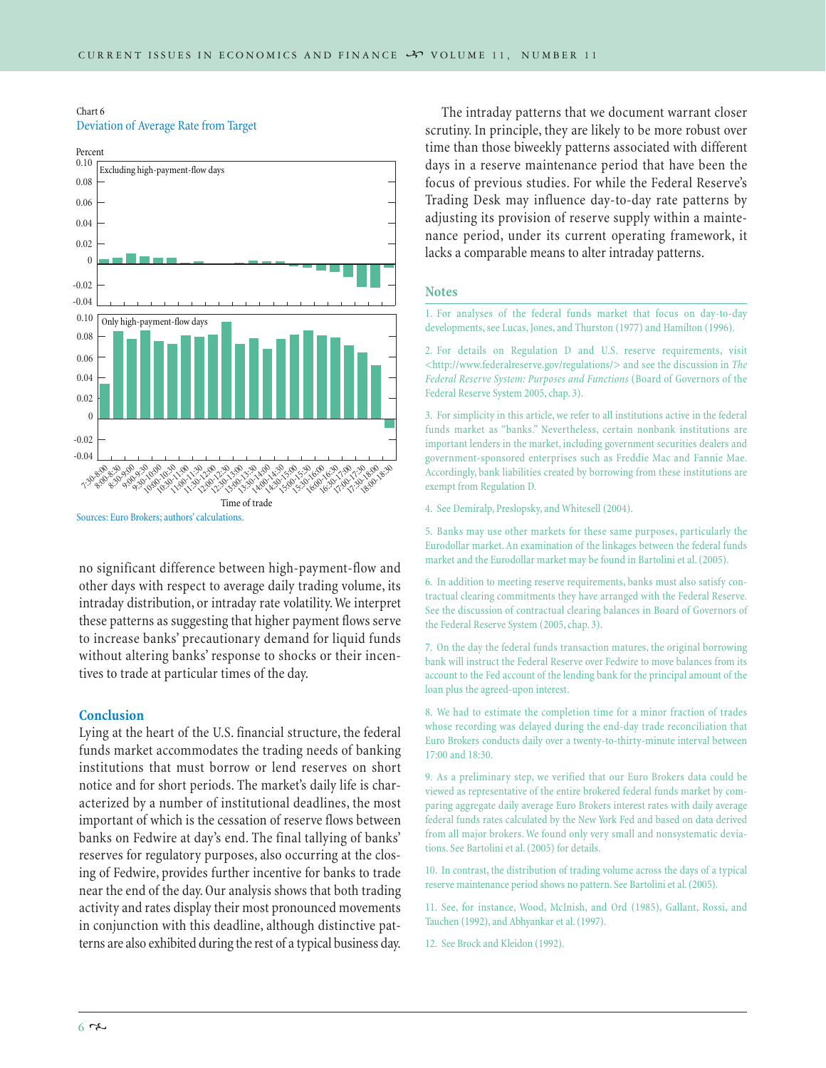Chart 6
Deviation of Average Rate from Target

Sources: Euro Brokers; authors' calculations.

no significant difference between high-payment-flow and other days with respect to average daily trading volume, its intraday distribution, or intraday rate volatility. We interpret these patterns as suggesting that higher payment flows serve to increase banks' precautionary demand for liquid funds without altering banks' response to shocks or their incentives to trade at particular times of the day.

## Conclusion

Lying at the heart of the U.S. financial structure, the federal funds market accommodates the trading needs of banking institutions that must borrow or lend reserves on short notice and for short periods. The market's daily life is characterized by a number of institutional deadlines, the most important of which is the cessation of reserve flows between banks on Fedwire at day's end. The final tallying of banks' reserves for regulatory purposes, also occurring at the closing of Fedwire, provides further incentive for banks to trade near the end of the day. Our analysis shows that both trading activity and rates display their most pronounced movements in conjunction with this deadline, although distinctive patterns are also exhibited during the rest of a typical business day.

The intraday patterns that we document warrant closer scrutiny. In principle, they are likely to be more robust over time than those biweekly patterns associated with different days in a reserve maintenance period that have been the focus of previous studies. For while the Federal Reserve's Trading Desk may influence day-to-day rate patterns by adjusting its provision of reserve supply within a maintenance period, under its current operating framework, it lacks a comparable means to alter intraday patterns.

## Notes

1. For analyses of the federal funds market that focus on day-to-day developments, see Lucas, Jones, and Thurston (1977) and Hamilton (1996).

2. For details on Regulation D and U.S. reserve requirements, visit <http://www.federalreserve.gov/regulations/> and see the discussion in *The Federal Reserve System: Purposes and Functions* (Board of Governors of the Federal Reserve System 2005, chap. 3).

3. For simplicity in this article, we refer to all institutions active in the federal funds market as "banks." Nevertheless, certain nonbank institutions are important lenders in the market, including government securities dealers and government-sponsored enterprises such as Freddie Mac and Fannie Mae. Accordingly, bank liabilities created by borrowing from these institutions are exempt from Regulation D.

4. See Demiralp, Preslopsky, and Whitesell (2004).

5. Banks may use other markets for these same purposes, particularly the Eurodollar market. An examination of the linkages between the federal funds market and the Eurodollar market may be found in Bartolini et al. (2005).

6. In addition to meeting reserve requirements, banks must also satisfy contractual clearing commitments they have arranged with the Federal Reserve. See the discussion of contractual clearing balances in Board of Governors of the Federal Reserve System (2005, chap. 3).

7. On the day the federal funds transaction matures, the original borrowing bank will instruct the Federal Reserve over Fedwire to move balances from its account to the Fed account of the lending bank for the principal amount of the loan plus the agreed-upon interest.

8. We had to estimate the completion time for a minor fraction of trades whose recording was delayed during the end-day trade reconciliation that Euro Brokers conducts daily over a twenty-to-thirty-minute interval between 17:00 and 18:30.

9. As a preliminary step, we verified that our Euro Brokers data could be viewed as representative of the entire brokered federal funds market by comparing aggregate daily average Euro Brokers interest rates with daily average federal funds rates calculated by the New York Fed and based on data derived from all major brokers. We found only very small and nonsystematic deviations. See Bartolini et al. (2005) for details.

10. In contrast, the distribution of trading volume across the days of a typical reserve maintenance period shows no pattern. See Bartolini et al. (2005).

11. See, for instance, Wood, McInish, and Ord (1985), Gallant, Rossi, and Tauchen (1992), and Abhyankar et al. (1997).

12. See Brock and Kleidon (1992).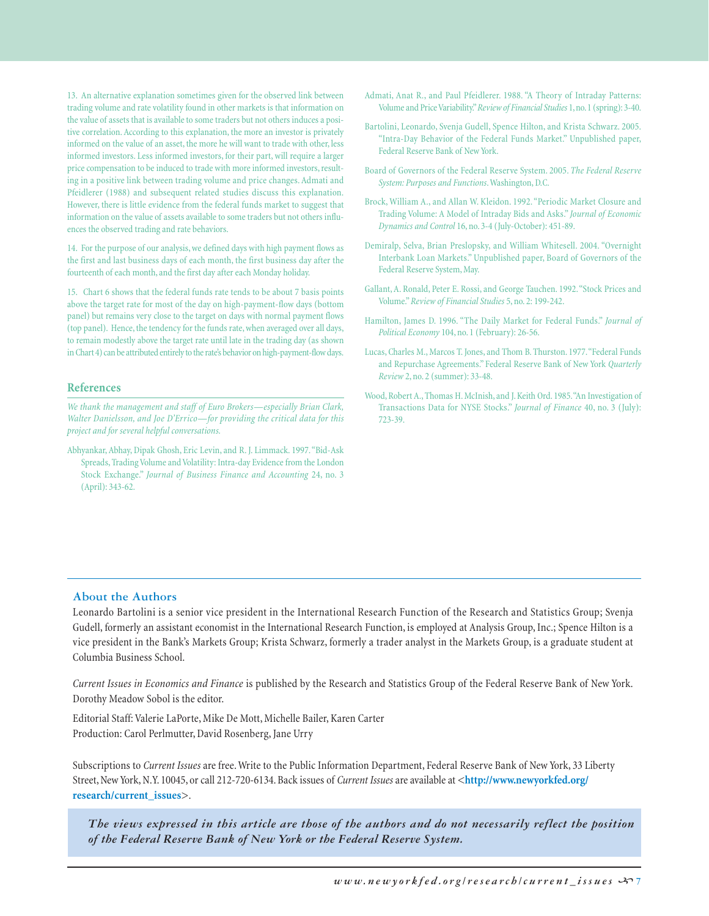13. An alternative explanation sometimes given for the observed link between trading volume and rate volatility found in other markets is that information on the value of assets that is available to some traders but not others induces a positive correlation. According to this explanation, the more an investor is privately informed on the value of an asset, the more he will want to trade with other, less informed investors. Less informed investors, for their part, will require a larger price compensation to be induced to trade with more informed investors, resulting in a positive link between trading volume and price changes. Admati and Pfeidlerer (1988) and subsequent related studies discuss this explanation. However, there is little evidence from the federal funds market to suggest that information on the value of assets available to some traders but not others influences the observed trading and rate behaviors.

14. For the purpose of our analysis, we defined days with high payment flows as the first and last business days of each month, the first business day after the fourteenth of each month, and the first day after each Monday holiday.

15. Chart 6 shows that the federal funds rate tends to be about 7 basis points above the target rate for most of the day on high-payment-flow days (bottom panel) but remains very close to the target on days with normal payment flows (top panel). Hence, the tendency for the funds rate, when averaged over all days, to remain modestly above the target rate until late in the trading day (as shown in Chart 4) can be attributed entirely to the rate's behavior on high-payment-flow days.

## References

*We thank the management and staff of Euro Brokers—especially Brian Clark, Walter Danielsson, and Joe D'Errico—for providing the critical data for this project and for several helpful conversations.*

Abhyankar, Abhay, Dipak Ghosh, Eric Levin, and R. J. Limmack. 1997. "Bid-Ask Spreads, Trading Volume and Volatility: Intra-day Evidence from the London Stock Exchange." *Journal of Business Finance and Accounting* 24, no. 3 (April): 343-62.

Admati, Anat R., and Paul Pfeidlerer. 1988. "A Theory of Intraday Patterns: Volume and Price Variability." *Review of Financial Studies* 1, no. 1 (spring): 3-40.

Bartolini, Leonardo, Svenja Gudell, Spence Hilton, and Krista Schwarz. 2005. "Intra-Day Behavior of the Federal Funds Market." Unpublished paper, Federal Reserve Bank of New York.

Board of Governors of the Federal Reserve System. 2005. *The Federal Reserve System: Purposes and Functions*. Washington, D.C.

Brock, William A., and Allan W. Kleidon. 1992. "Periodic Market Closure and Trading Volume: A Model of Intraday Bids and Asks." *Journal of Economic Dynamics and Control* 16, no. 3-4 (July-October): 451-89.

Demiralp, Selva, Brian Preslopsky, and William Whitesell. 2004. "Overnight Interbank Loan Markets." Unpublished paper, Board of Governors of the Federal Reserve System, May.

Gallant, A. Ronald, Peter E. Rossi, and George Tauchen. 1992. "Stock Prices and Volume." *Review of Financial Studies* 5, no. 2: 199-242.

Hamilton, James D. 1996. "The Daily Market for Federal Funds." *Journal of Political Economy* 104, no. 1 (February): 26-56.

Lucas, Charles M., Marcos T. Jones, and Thom B. Thurston. 1977. "Federal Funds and Repurchase Agreements." Federal Reserve Bank of New York *Quarterly Review* 2, no. 2 (summer): 33-48.

Wood, Robert A., Thomas H. McInish, and J. Keith Ord. 1985. "An Investigation of Transactions Data for NYSE Stocks." *Journal of Finance* 40, no. 3 (July): 723-39.

## About the Authors

Leonardo Bartolini is a senior vice president in the International Research Function of the Research and Statistics Group; Svenja Gudell, formerly an assistant economist in the International Research Function, is employed at Analysis Group, Inc.; Spence Hilton is a vice president in the Bank's Markets Group; Krista Schwarz, formerly a trader analyst in the Markets Group, is a graduate student at Columbia Business School.

*Current Issues in Economics and Finance* is published by the Research and Statistics Group of the Federal Reserve Bank of New York. Dorothy Meadow Sobol is the editor.

Editorial Staff: Valerie LaPorte, Mike De Mott, Michelle Bailer, Karen Carter
Production: Carol Perlmutter, David Rosenberg, Jane Urry

Subscriptions to *Current Issues* are free. Write to the Public Information Department, Federal Reserve Bank of New York, 33 Liberty Street, New York, N.Y. 10045, or call 212-720-6134. Back issues of *Current Issues* are available at <**http://www.newyorkfed.org/research/current_issues**>.

***The views expressed in this article are those of the authors and do not necessarily reflect the position of the Federal Reserve Bank of New York or the Federal Reserve System.***